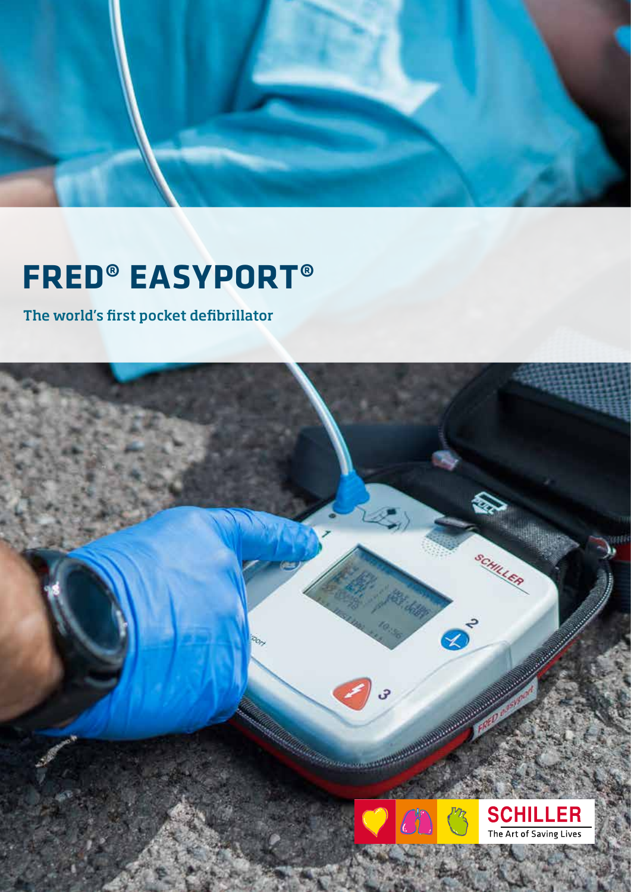# FRED® EASYPORT®

## The world's first pocket defibrillator

SCHILLER
The Art of Saving Lives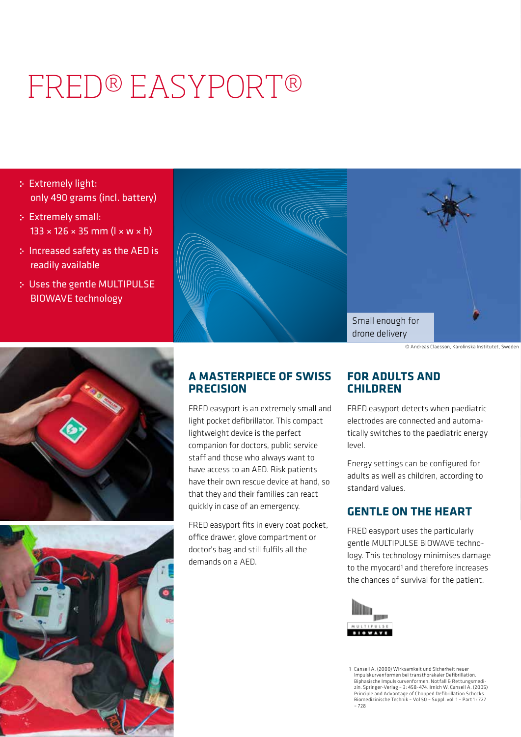# FRED® EASYPORT®

- Extremely light: only 490 grams (incl. battery)
- Extremely small: 133 × 126 × 35 mm (l × w × h)
- Increased safety as the AED is readily available
- Uses the gentle MULTIPULSE BIOWAVE technology

Small enough for drone delivery

© Andreas Claesson, Karolinska Institutet, Sweden

## A MASTERPIECE OF SWISS PRECISION

FRED easyport is an extremely small and light pocket defibrillator. This compact lightweight device is the perfect companion for doctors, public service staff and those who always want to have access to an AED. Risk patients have their own rescue device at hand, so that they and their families can react quickly in case of an emergency.

FRED easyport fits in every coat pocket, office drawer, glove compartment or doctor's bag and still fulfils all the demands on a AED.

## FOR ADULTS AND CHILDREN

FRED easyport detects when paediatric electrodes are connected and automatically switches to the paediatric energy level.

Energy settings can be configured for adults as well as children, according to standard values.

## GENTLE ON THE HEART

FRED easyport uses the particularly gentle MULTIPULSE BIOWAVE technology. This technology minimises damage to the myocard[1] and therefore increases the chances of survival for the patient.

MULTIPULSE BIOWAVE

1 Cansell A. (2000) Wirksamkeit und Sicherheit neuer Impulskurvenformen bei transthorakaler Defibrillation. Biphasische Impulskurvenformen. Notfall & Rettungsmedizin. Springer-Verlag – 3: 458-474. Irnich W, Cansell A. (2005) Principle and Advantage of Chopped Defibrillation Schocks. Biomedizinische Technik – Vol 50 – Suppl. vol. 1 – Part 1 : 727 – 728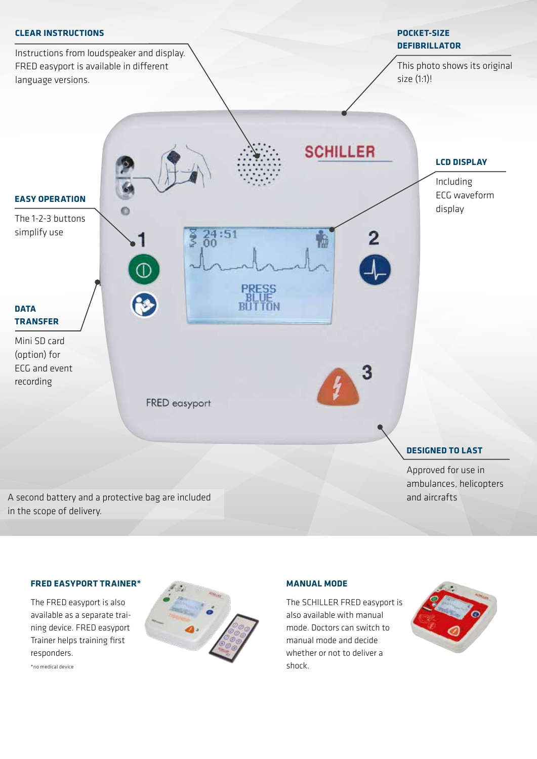### CLEAR INSTRUCTIONS

Instructions from loudspeaker and display. FRED easyport is available in different language versions.

### POCKET-SIZE DEFIBRILLATOR

This photo shows its original size (1:1)!

### LCD DISPLAY

Including ECG waveform display

### EASY OPERATION

The 1-2-3 buttons simplify use

### DATA TRANSFER

Mini SD card (option) for ECG and event recording

### DESIGNED TO LAST

Approved for use in ambulances, helicopters and aircrafts

A second battery and a protective bag are included in the scope of delivery.

### FRED EASYPORT TRAINER*

The FRED easyport is also available as a separate training device. FRED easyport Trainer helps training first responders.

*no medical device

### MANUAL MODE

The SCHILLER FRED easyport is also available with manual mode. Doctors can switch to manual mode and decide whether or not to deliver a shock.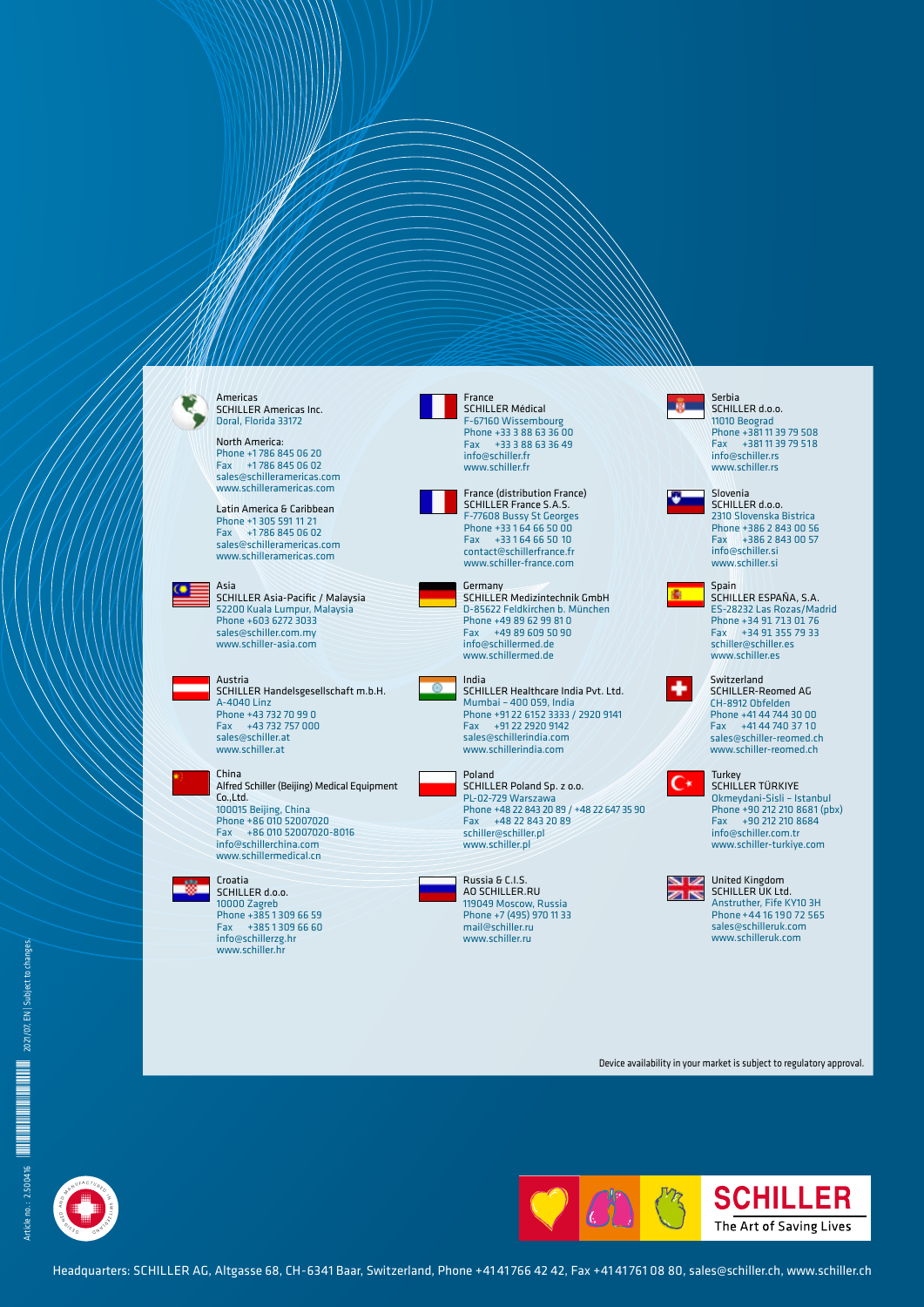Americas
SCHILLER Americas Inc.
Doral, Florida 33172

North America:
Phone +1 786 845 06 20
Fax +1 786 845 06 02
sales@schilleramericas.com
www.schilleramericas.com

Latin America & Caribbean
Phone +1 305 591 11 21
Fax +1 786 845 06 02
sales@schilleramericas.com
www.schilleramericas.com

Asia
SCHILLER Asia-Pacific / Malaysia
52200 Kuala Lumpur, Malaysia
Phone +603 6272 3033
sales@schiller.com.my
www.schiller-asia.com

Austria
SCHILLER Handelsgesellschaft m.b.H.
A-4040 Linz
Phone +43 732 70 99 0
Fax +43 732 757 000
sales@schiller.at
www.schiller.at

China
Alfred Schiller (Beijing) Medical Equipment Co.,Ltd.
100015 Beijing, China
Phone +86 010 52007020
Fax +86 010 52007020-8016
info@schillerchina.com
www.schillermedical.cn

Croatia
SCHILLER d.o.o.
10000 Zagreb
Phone +385 1 309 66 59
Fax +385 1 309 66 60
info@schillerzg.hr
www.schiller.hr

France
SCHILLER Médical
F-67160 Wissembourg
Phone +33 3 88 63 36 00
Fax +33 3 88 63 36 49
info@schiller.fr
www.schiller.fr

France (distribution France)
SCHILLER France S.A.S.
F-77608 Bussy St Georges
Phone +33 1 64 66 50 00
Fax +33 1 64 66 50 10
contact@schillerfrance.fr
www.schiller-france.com

Germany
SCHILLER Medizintechnik GmbH
D-85622 Feldkirchen b. München
Phone +49 89 62 99 81 0
Fax +49 89 609 50 90
info@schillermed.de
www.schillermed.de

India
SCHILLER Healthcare India Pvt. Ltd.
Mumbai – 400 059, India
Phone +91 22 6152 3333 / 2920 9141
Fax +91 22 2920 9142
sales@schillerindia.com
www.schillerindia.com

Poland
SCHILLER Poland Sp. z o.o.
PL-02-729 Warszawa
Phone +48 22 843 20 89 / +48 22 647 35 90
Fax +48 22 843 20 89
schiller@schiller.pl
www.schiller.pl

Russia & C.I.S.
AO SCHILLER.RU
119049 Moscow, Russia
Phone +7 (495) 970 11 33
mail@schiller.ru
www.schiller.ru

Serbia
SCHILLER d.o.o.
11010 Beograd
Phone +381 11 39 79 508
Fax +381 11 39 79 518
info@schiller.rs
www.schiller.rs

Slovenia
SCHILLER d.o.o.
2310 Slovenska Bistrica
Phone +386 2 843 00 56
Fax +386 2 843 00 57
info@schiller.si
www.schiller.si

Spain
SCHILLER ESPAÑA, S.A.
ES-28232 Las Rozas/Madrid
Phone +34 91 713 01 76
Fax +34 91 355 79 33
schiller@schiller.es
www.schiller.es

Switzerland
SCHILLER-Reomed AG
CH-8912 Obfelden
Phone +41 44 744 30 00
Fax +41 44 740 37 10
sales@schiller-reomed.ch
www.schiller-reomed.ch

Turkey
SCHILLER TÜRKIYE
Okmeydani-Sisli – Istanbul
Phone +90 212 210 8681 (pbx)
Fax +90 212 210 8684
info@schiller.com.tr
www.schiller-turkiye.com

United Kingdom
SCHILLER UK Ltd.
Anstruther, Fife KY10 3H
Phone +44 16 190 72 565
sales@schilleruk.com
www.schilleruk.com

Device availability in your market is subject to regulatory approval.

Article no.: 2.500416 | 2021/07 EN | Subject to changes.

SCHILLER
The Art of Saving Lives

Headquarters: SCHILLER AG, Altgasse 68, CH-6341 Baar, Switzerland, Phone +41 41 766 42 42, Fax +41 41 761 08 80, sales@schiller.ch, www.schiller.ch